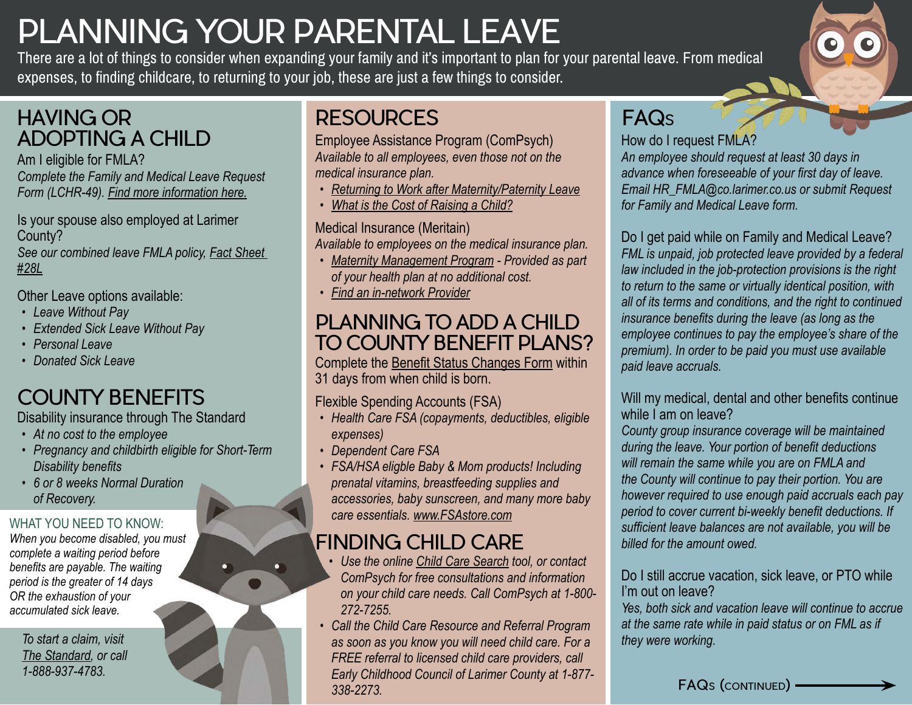# PLANNING YOUR PARENTAL LEAVE

There are a lot of things to consider when expanding your family and it's important to plan for your parental leave. From medical expenses, to finding childcare, to returning to your job, these are just a few things to consider.

## HAVING OR ADOPTING A CHILD

Am I eligible for FMLA?
*Complete the Family and Medical Leave Request Form (LCHR-49). Find more information here.*

Is your spouse also employed at Larimer County?
*See our combined leave FMLA policy, Fact Sheet #28L*

Other Leave options available:

- *Leave Without Pay*
- *Extended Sick Leave Without Pay*
- *Personal Leave*
- *Donated Sick Leave*

## COUNTY BENEFITS

Disability insurance through The Standard

- *At no cost to the employee*
- *Pregnancy and childbirth eligible for Short-Term Disability benefits*
- *6 or 8 weeks Normal Duration of Recovery.*

WHAT YOU NEED TO KNOW:
*When you become disabled, you must complete a waiting period before benefits are payable. The waiting period is the greater of 14 days OR the exhaustion of your accumulated sick leave.*

*To start a claim, visit The Standard, or call 1-888-937-4783.*

## RESOURCES

Employee Assistance Program (ComPsych)
*Available to all employees, even those not on the medical insurance plan.*

- *Returning to Work after Maternity/Paternity Leave*
- *What is the Cost of Raising a Child?*

Medical Insurance (Meritain)
*Available to employees on the medical insurance plan.*

- *Maternity Management Program - Provided as part of your health plan at no additional cost.*
- *Find an in-network Provider*

## PLANNING TO ADD A CHILD TO COUNTY BENEFIT PLANS?

Complete the Benefit Status Changes Form within 31 days from when child is born.

Flexible Spending Accounts (FSA)

- *Health Care FSA (copayments, deductibles, eligible expenses)*
- *Dependent Care FSA*
- *FSA/HSA eligble Baby & Mom products! Including prenatal vitamins, breastfeeding supplies and accessories, baby sunscreen, and many more baby care essentials. www.FSAstore.com*

## FINDING CHILD CARE

- *Use the online Child Care Search tool, or contact ComPsych for free consultation and information on your child care needs. Call ComPsych at 1-800-272-7255.*
- *Call the Child Care Resource and Referral Program as soon as you know you will need child care. For a FREE referral to licensed child care providers, call Early Childhood Council of Larimer County at 1-877-338-2273.*

## FAQs

How do I request FMLA?
*An employee should request at least 30 days in advance when foreseeable of your first day of leave. Email HR_FMLA@co.larimer.co.us or submit Request for Family and Medical Leave form.*

Do I get paid while on Family and Medical Leave?
*FML is unpaid, job protected leave provided by a federal law included in the job-protection provisions is the right to return to the same or virtually identical position, with all of its terms and conditions, and the right to continued insurance benefits during the leave (as long as the employee continues to pay the employee's share of the premium). In order to be paid you must use available paid leave accruals.*

Will my medical, dental and other benefits continue while I am on leave?
*County group insurance coverage will be maintained during the leave. Your portion of benefit deductions will remain the same while you are on FMLA and the County will continue to pay their portion. You are however required to use enough paid accruals each pay period to cover current bi-weekly benefit deductions. If sufficient leave balances are not available, you will be billed for the amount owed.*

Do I still accrue vacation, sick leave, or PTO while I'm out on leave?
*Yes, both sick and vacation leave will continue to accrue at the same rate while in paid status or on FML as if they were working.*

FAQs (continued) →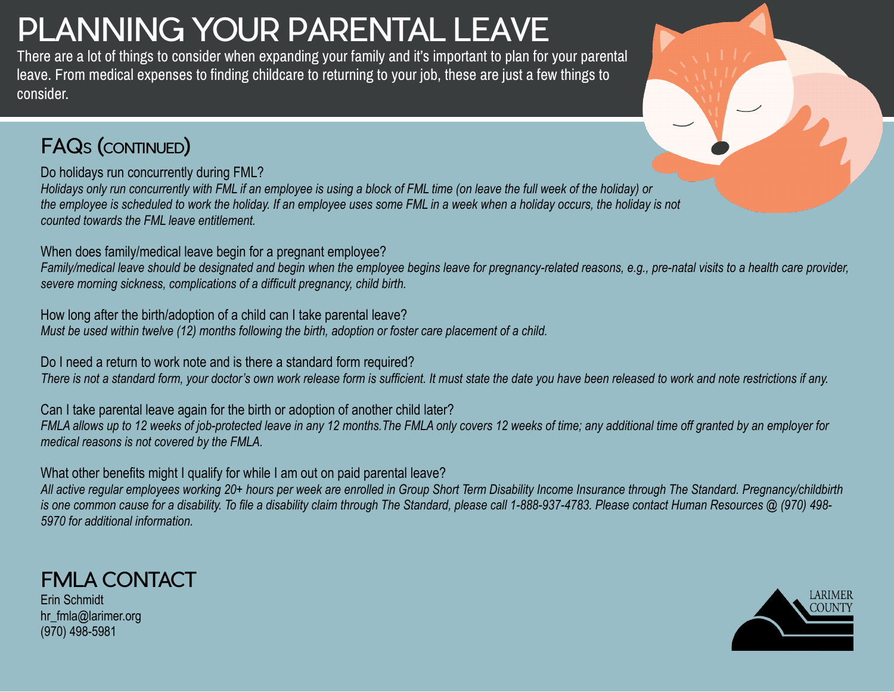# PLANNING YOUR PARENTAL LEAVE

There are a lot of things to consider when expanding your family and it's important to plan for your parental leave. From medical expenses to finding childcare to returning to your job, these are just a few things to consider.

## FAQs (continued)

Do holidays run concurrently during FML?

*Holidays only run concurrently with FML if an employee is using a block of FML time (on leave the full week of the holiday) or the employee is scheduled to work the holiday. If an employee uses some FML in a week when a holiday occurs, the holiday is not counted towards the FML leave entitlement.*

When does family/medical leave begin for a pregnant employee?

*Family/medical leave should be designated and begin when the employee begins leave for pregnancy-related reasons, e.g., pre-natal visits to a health care provider, severe morning sickness, complications of a difficult pregnancy, child birth.*

How long after the birth/adoption of a child can I take parental leave?

*Must be used within twelve (12) months following the birth, adoption or foster care placement of a child.*

Do I need a return to work note and is there a standard form required?

*There is not a standard form, your doctor's own work release form is sufficient. It must state the date you have been released to work and note restrictions if any.*

Can I take parental leave again for the birth or adoption of another child later?

*FMLA allows up to 12 weeks of job-protected leave in any 12 months.The FMLA only covers 12 weeks of time; any additional time off granted by an employer for medical reasons is not covered by the FMLA.*

What other benefits might I qualify for while I am out on paid parental leave?

*All active regular employees working 20+ hours per week are enrolled in Group Short Term Disability Income Insurance through The Standard. Pregnancy/childbirth is one common cause for a disability. To file a disability claim through The Standard, please call 1-888-937-4783. Please contact Human Resources @ (970) 498-5970 for additional information.*

## FMLA CONTACT

Erin Schmidt
hr_fmla@larimer.org
(970) 498-5981

LARIMER COUNTY